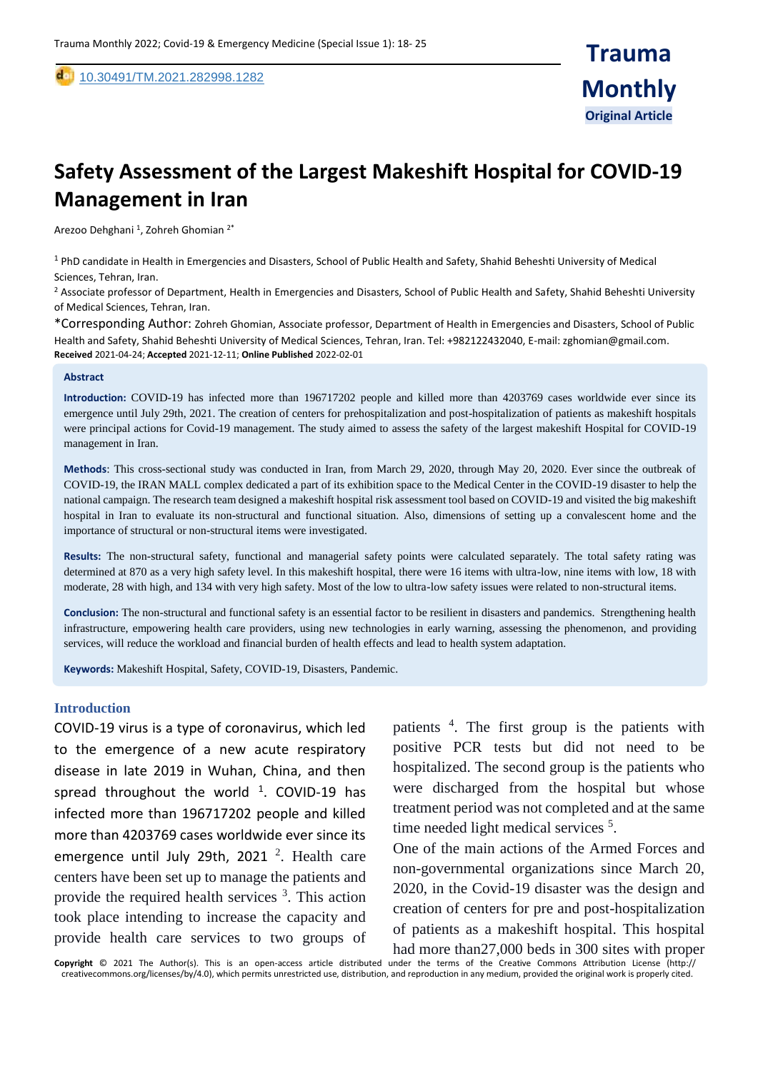10.30491/TM.2021.282998.1282

**Trauma Monthly**

**Original Article**

# Safety Assessment of the Largest Makeshift Hospital for COVID-19 Management in Iran

Arezoo Dehghani [1], Zohreh Ghomian [2*]

[1] PhD candidate in Health in Emergencies and Disasters, School of Public Health and Safety, Shahid Beheshti University of Medical Sciences, Tehran, Iran.

[2] Associate professor of Department, Health in Emergencies and Disasters, School of Public Health and Safety, Shahid Beheshti University of Medical Sciences, Tehran, Iran.

*Corresponding Author: Zohreh Ghomian, Associate professor, Department of Health in Emergencies and Disasters, School of Public Health and Safety, Shahid Beheshti University of Medical Sciences, Tehran, Iran. Tel: +982122432040, E-mail: zghomian@gmail.com.

**Received** 2021-04-24; **Accepted** 2021-12-11; **Online Published** 2022-02-01

## Abstract

**Introduction:** COVID-19 has infected more than 196717202 people and killed more than 4203769 cases worldwide ever since its emergence until July 29th, 2021. The creation of centers for prehospitalization and post-hospitalization of patients as makeshift hospitals were principal actions for Covid-19 management. The study aimed to assess the safety of the largest makeshift Hospital for COVID-19 management in Iran.

**Methods**: This cross-sectional study was conducted in Iran, from March 29, 2020, through May 20, 2020. Ever since the outbreak of COVID-19, the IRAN MALL complex dedicated a part of its exhibition space to the Medical Center in the COVID-19 disaster to help the national campaign. The research team designed a makeshift hospital risk assessment tool based on COVID-19 and visited the big makeshift hospital in Iran to evaluate its non-structural and functional situation. Also, dimensions of setting up a convalescent home and the importance of structural or non-structural items were investigated.

**Results:** The non-structural safety, functional and managerial safety points were calculated separately. The total safety rating was determined at 870 as a very high safety level. In this makeshift hospital, there were 16 items with ultra-low, nine items with low, 18 with moderate, 28 with high, and 134 with very high safety. Most of the low to ultra-low safety issues were related to non-structural items.

**Conclusion:** The non-structural and functional safety is an essential factor to be resilient in disasters and pandemics. Strengthening health infrastructure, empowering health care providers, using new technologies in early warning, assessing the phenomenon, and providing services, will reduce the workload and financial burden of health effects and lead to health system adaptation.

**Keywords:** Makeshift Hospital, Safety, COVID-19, Disasters, Pandemic.

## Introduction

COVID-19 virus is a type of coronavirus, which led to the emergence of a new acute respiratory disease in late 2019 in Wuhan, China, and then spread throughout the world [1]. COVID-19 has infected more than 196717202 people and killed more than 4203769 cases worldwide ever since its emergence until July 29th, 2021 [2]. Health care centers have been set up to manage the patients and provide the required health services [3]. This action took place intending to increase the capacity and provide health care services to two groups of patients [4]. The first group is the patients with positive PCR tests but did not need to be hospitalized. The second group is the patients who were discharged from the hospital but whose treatment period was not completed and at the same time needed light medical services [5].

One of the main actions of the Armed Forces and non-governmental organizations since March 20, 2020, in the Covid-19 disaster was the design and creation of centers for pre and post-hospitalization of patients as a makeshift hospital. This hospital had more than27,000 beds in 300 sites with proper

**Copyright** © 2021 The Author(s). This is an open-access article distributed under the terms of the Creative Commons Attribution License (http:// creativecommons.org/licenses/by/4.0), which permits unrestricted use, distribution, and reproduction in any medium, provided the original work is properly cited.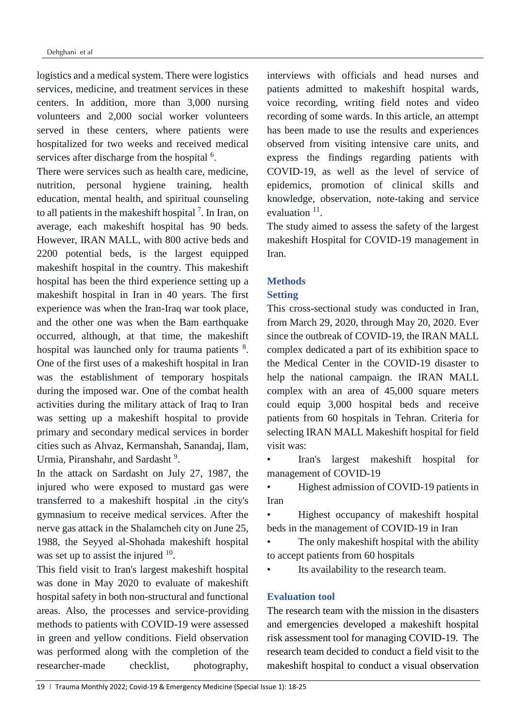logistics and a medical system. There were logistics services, medicine, and treatment services in these centers. In addition, more than 3,000 nursing volunteers and 2,000 social worker volunteers served in these centers, where patients were hospitalized for two weeks and received medical services after discharge from the hospital [6].

There were services such as health care, medicine, nutrition, personal hygiene training, health education, mental health, and spiritual counseling to all patients in the makeshift hospital [7]. In Iran, on average, each makeshift hospital has 90 beds. However, IRAN MALL, with 800 active beds and 2200 potential beds, is the largest equipped makeshift hospital in the country. This makeshift hospital has been the third experience setting up a makeshift hospital in Iran in 40 years. The first experience was when the Iran-Iraq war took place, and the other one was when the Bam earthquake occurred, although, at that time, the makeshift hospital was launched only for trauma patients [8]. One of the first uses of a makeshift hospital in Iran was the establishment of temporary hospitals during the imposed war. One of the combat health activities during the military attack of Iraq to Iran was setting up a makeshift hospital to provide primary and secondary medical services in border cities such as Ahvaz, Kermanshah, Sanandaj, Ilam, Urmia, Piranshahr, and Sardasht [9].

In the attack on Sardasht on July 27, 1987, the injured who were exposed to mustard gas were transferred to a makeshift hospital .in the city's gymnasium to receive medical services. After the nerve gas attack in the Shalamcheh city on June 25, 1988, the Seyyed al-Shohada makeshift hospital was set up to assist the injured [10].

This field visit to Iran's largest makeshift hospital was done in May 2020 to evaluate of makeshift hospital safety in both non-structural and functional areas. Also, the processes and service-providing methods to patients with COVID-19 were assessed in green and yellow conditions. Field observation was performed along with the completion of the researcher-made checklist, photography, interviews with officials and head nurses and patients admitted to makeshift hospital wards, voice recording, writing field notes and video recording of some wards. In this article, an attempt has been made to use the results and experiences observed from visiting intensive care units, and express the findings regarding patients with COVID-19, as well as the level of service of epidemics, promotion of clinical skills and knowledge, observation, note-taking and service evaluation [11].

The study aimed to assess the safety of the largest makeshift Hospital for COVID-19 management in Iran.

## Methods

### Setting

This cross-sectional study was conducted in Iran, from March 29, 2020, through May 20, 2020. Ever since the outbreak of COVID-19, the IRAN MALL complex dedicated a part of its exhibition space to the Medical Center in the COVID-19 disaster to help the national campaign. the IRAN MALL complex with an area of 45,000 square meters could equip 3,000 hospital beds and receive patients from 60 hospitals in Tehran. Criteria for selecting IRAN MALL Makeshift hospital for field visit was:

- Iran's largest makeshift hospital for management of COVID-19
- Highest admission of COVID-19 patients in Iran
- Highest occupancy of makeshift hospital beds in the management of COVID-19 in Iran
- The only makeshift hospital with the ability to accept patients from 60 hospitals
- Its availability to the research team.

### Evaluation tool

The research team with the mission in the disasters and emergencies developed a makeshift hospital risk assessment tool for managing COVID-19. The research team decided to conduct a field visit to the makeshift hospital to conduct a visual observation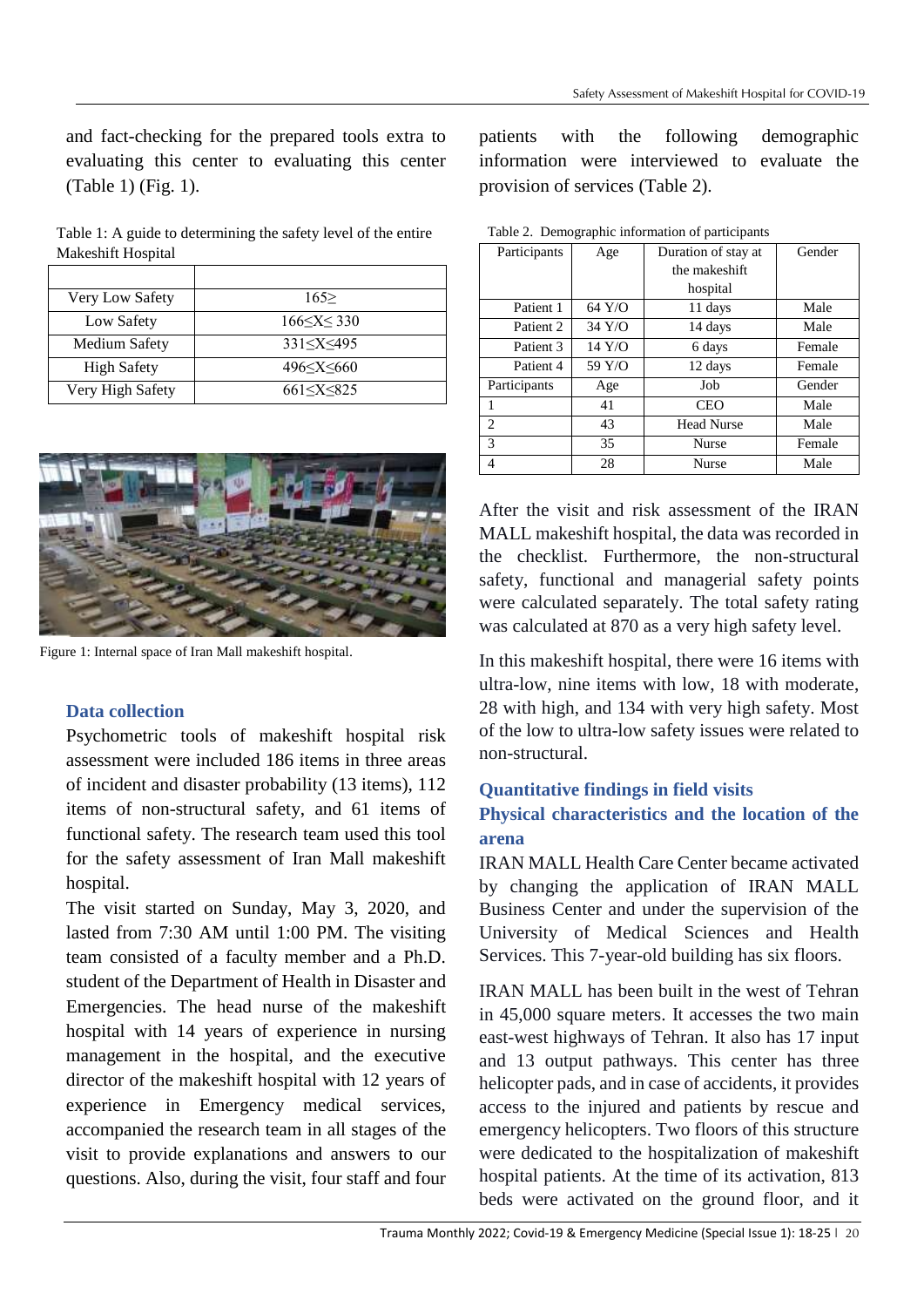and fact-checking for the prepared tools extra to evaluating this center to evaluating this center (Table 1) (Fig. 1).

Table 1: A guide to determining the safety level of the entire Makeshift Hospital

| | |
|---|---|
| Very Low Safety | 165≥ |
| Low Safety | 166≤X≤ 330 |
| Medium Safety | 331≤X≤495 |
| High Safety | 496≤X≤660 |
| Very High Safety | 661≤X≤825 |

Figure 1: Internal space of Iran Mall makeshift hospital.

### Data collection

Psychometric tools of makeshift hospital risk assessment were included 186 items in three areas of incident and disaster probability (13 items), 112 items of non-structural safety, and 61 items of functional safety. The research team used this tool for the safety assessment of Iran Mall makeshift hospital.

The visit started on Sunday, May 3, 2020, and lasted from 7:30 AM until 1:00 PM. The visiting team consisted of a faculty member and a Ph.D. student of the Department of Health in Disaster and Emergencies. The head nurse of the makeshift hospital with 14 years of experience in nursing management in the hospital, and the executive director of the makeshift hospital with 12 years of experience in Emergency medical services, accompanied the research team in all stages of the visit to provide explanations and answers to our questions. Also, during the visit, four staff and four patients with the following demographic information were interviewed to evaluate the provision of services (Table 2).

Table 2. Demographic information of participants

| Participants | Age | Duration of stay at the makeshift hospital | Gender |
|---|---|---|---|
| Patient 1 | 64 Y/O | 11 days | Male |
| Patient 2 | 34 Y/O | 14 days | Male |
| Patient 3 | 14 Y/O | 6 days | Female |
| Patient 4 | 59 Y/O | 12 days | Female |
| Participants | Age | Job | Gender |
| 1 | 41 | CEO | Male |
| 2 | 43 | Head Nurse | Male |
| 3 | 35 | Nurse | Female |
| 4 | 28 | Nurse | Male |

After the visit and risk assessment of the IRAN MALL makeshift hospital, the data was recorded in the checklist. Furthermore, the non-structural safety, functional and managerial safety points were calculated separately. The total safety rating was calculated at 870 as a very high safety level.

In this makeshift hospital, there were 16 items with ultra-low, nine items with low, 18 with moderate, 28 with high, and 134 with very high safety. Most of the low to ultra-low safety issues were related to non-structural.

### Quantitative findings in field visits

### Physical characteristics and the location of the arena

IRAN MALL Health Care Center became activated by changing the application of IRAN MALL Business Center and under the supervision of the University of Medical Sciences and Health Services. This 7-year-old building has six floors.

IRAN MALL has been built in the west of Tehran in 45,000 square meters. It accesses the two main east-west highways of Tehran. It also has 17 input and 13 output pathways. This center has three helicopter pads, and in case of accidents, it provides access to the injured and patients by rescue and emergency helicopters. Two floors of this structure were dedicated to the hospitalization of makeshift hospital patients. At the time of its activation, 813 beds were activated on the ground floor, and it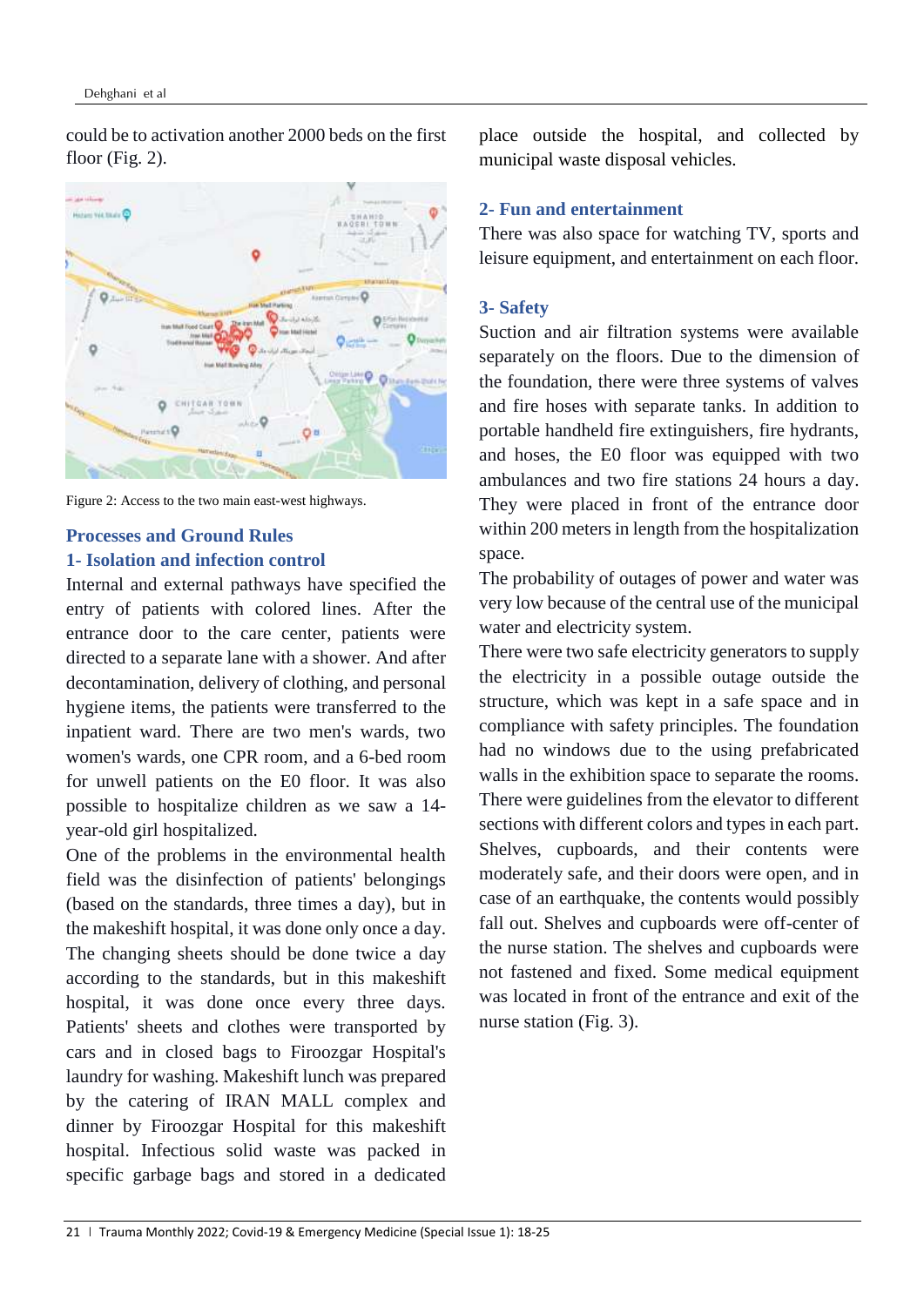could be to activation another 2000 beds on the first floor (Fig. 2).

Figure 2: Access to the two main east-west highways.

## Processes and Ground Rules

### 1- Isolation and infection control

Internal and external pathways have specified the entry of patients with colored lines. After the entrance door to the care center, patients were directed to a separate lane with a shower. And after decontamination, delivery of clothing, and personal hygiene items, the patients were transferred to the inpatient ward. There are two men's wards, two women's wards, one CPR room, and a 6-bed room for unwell patients on the E0 floor. It was also possible to hospitalize children as we saw a 14-year-old girl hospitalized.

One of the problems in the environmental health field was the disinfection of patients' belongings (based on the standards, three times a day), but in the makeshift hospital, it was done only once a day. The changing sheets should be done twice a day according to the standards, but in this makeshift hospital, it was done once every three days. Patients' sheets and clothes were transported by cars and in closed bags to Firoozgar Hospital's laundry for washing. Makeshift lunch was prepared by the catering of IRAN MALL complex and dinner by Firoozgar Hospital for this makeshift hospital. Infectious solid waste was packed in specific garbage bags and stored in a dedicated place outside the hospital, and collected by municipal waste disposal vehicles.

### 2- Fun and entertainment

There was also space for watching TV, sports and leisure equipment, and entertainment on each floor.

### 3- Safety

Suction and air filtration systems were available separately on the floors. Due to the dimension of the foundation, there were three systems of valves and fire hoses with separate tanks. In addition to portable handheld fire extinguishers, fire hydrants, and hoses, the E0 floor was equipped with two ambulances and two fire stations 24 hours a day. They were placed in front of the entrance door within 200 meters in length from the hospitalization space.

The probability of outages of power and water was very low because of the central use of the municipal water and electricity system.

There were two safe electricity generators to supply the electricity in a possible outage outside the structure, which was kept in a safe space and in compliance with safety principles. The foundation had no windows due to the using prefabricated walls in the exhibition space to separate the rooms. There were guidelines from the elevator to different sections with different colors and types in each part. Shelves, cupboards, and their contents were moderately safe, and their doors were open, and in case of an earthquake, the contents would possibly fall out. Shelves and cupboards were off-center of the nurse station. The shelves and cupboards were not fastened and fixed. Some medical equipment was located in front of the entrance and exit of the nurse station (Fig. 3).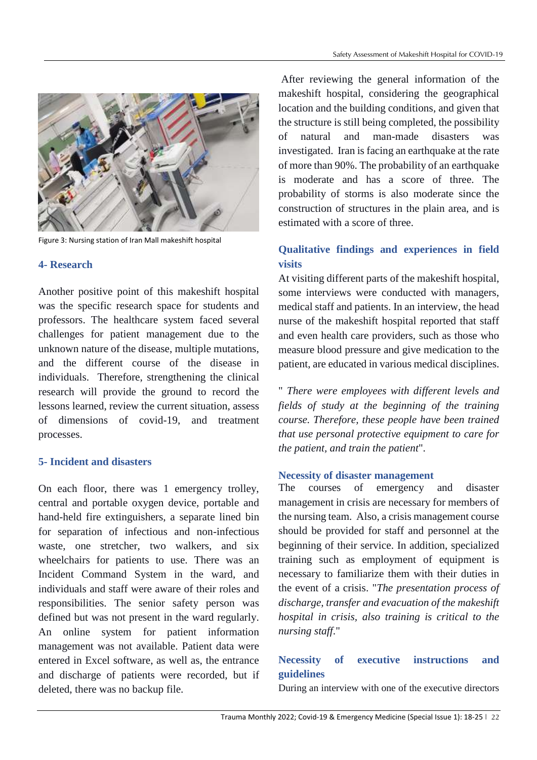Figure 3: Nursing station of Iran Mall makeshift hospital

### 4- Research

Another positive point of this makeshift hospital was the specific research space for students and professors. The healthcare system faced several challenges for patient management due to the unknown nature of the disease, multiple mutations, and the different course of the disease in individuals. Therefore, strengthening the clinical research will provide the ground to record the lessons learned, review the current situation, assess of dimensions of covid-19, and treatment processes.

### 5- Incident and disasters

On each floor, there was 1 emergency trolley, central and portable oxygen device, portable and hand-held fire extinguishers, a separate lined bin for separation of infectious and non-infectious waste, one stretcher, two walkers, and six wheelchairs for patients to use. There was an Incident Command System in the ward, and individuals and staff were aware of their roles and responsibilities. The senior safety person was defined but was not present in the ward regularly. An online system for patient information management was not available. Patient data were entered in Excel software, as well as, the entrance and discharge of patients were recorded, but if deleted, there was no backup file.

After reviewing the general information of the makeshift hospital, considering the geographical location and the building conditions, and given that the structure is still being completed, the possibility of natural and man-made disasters was investigated. Iran is facing an earthquake at the rate of more than 90%. The probability of an earthquake is moderate and has a score of three. The probability of storms is also moderate since the construction of structures in the plain area, and is estimated with a score of three.

### Qualitative findings and experiences in field visits

At visiting different parts of the makeshift hospital, some interviews were conducted with managers, medical staff and patients. In an interview, the head nurse of the makeshift hospital reported that staff and even health care providers, such as those who measure blood pressure and give medication to the patient, are educated in various medical disciplines.

" *There were employees with different levels and fields of study at the beginning of the training course. Therefore, these people have been trained that use personal protective equipment to care for the patient, and train the patient*".

### Necessity of disaster management

The courses of emergency and disaster management in crisis are necessary for members of the nursing team. Also, a crisis management course should be provided for staff and personnel at the beginning of their service. In addition, specialized training such as employment of equipment is necessary to familiarize them with their duties in the event of a crisis. "*The presentation process of discharge, transfer and evacuation of the makeshift hospital in crisis, also training is critical to the nursing staff.*"

### Necessity of executive instructions and guidelines

During an interview with one of the executive directors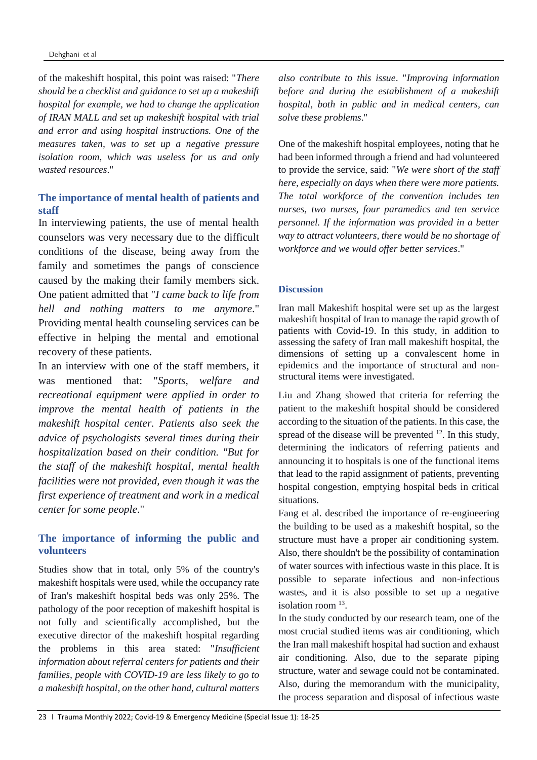of the makeshift hospital, this point was raised: "*There should be a checklist and guidance to set up a makeshift hospital for example, we had to change the application of IRAN MALL and set up makeshift hospital with trial and error and using hospital instructions. One of the measures taken, was to set up a negative pressure isolation room, which was useless for us and only wasted resources*."

### The importance of mental health of patients and staff

In interviewing patients, the use of mental health counselors was very necessary due to the difficult conditions of the disease, being away from the family and sometimes the pangs of conscience caused by the making their family members sick. One patient admitted that "*I came back to life from hell and nothing matters to me anymore*." Providing mental health counseling services can be effective in helping the mental and emotional recovery of these patients.

In an interview with one of the staff members, it was mentioned that: "*Sports, welfare and recreational equipment were applied in order to improve the mental health of patients in the makeshift hospital center. Patients also seek the advice of psychologists several times during their hospitalization based on their condition. "But for the staff of the makeshift hospital, mental health facilities were not provided, even though it was the first experience of treatment and work in a medical center for some people*."

### The importance of informing the public and volunteers

Studies show that in total, only 5% of the country's makeshift hospitals were used, while the occupancy rate of Iran's makeshift hospital beds was only 25%. The pathology of the poor reception of makeshift hospital is not fully and scientifically accomplished, but the executive director of the makeshift hospital regarding the problems in this area stated: "*Insufficient information about referral centers for patients and their families, people with COVID-19 are less likely to go to a makeshift hospital, on the other hand, cultural matters also contribute to this issue*. "*Improving information before and during the establishment of a makeshift hospital, both in public and in medical centers, can solve these problems*."

One of the makeshift hospital employees, noting that he had been informed through a friend and had volunteered to provide the service, said: "*We were short of the staff here, especially on days when there were more patients. The total workforce of the convention includes ten nurses, two nurses, four paramedics and ten service personnel. If the information was provided in a better way to attract volunteers, there would be no shortage of workforce and we would offer better services*."

## Discussion

Iran mall Makeshift hospital were set up as the largest makeshift hospital of Iran to manage the rapid growth of patients with Covid-19. In this study, in addition to assessing the safety of Iran mall makeshift hospital, the dimensions of setting up a convalescent home in epidemics and the importance of structural and non-structural items were investigated.

Liu and Zhang showed that criteria for referring the patient to the makeshift hospital should be considered according to the situation of the patients. In this case, the spread of the disease will be prevented [12]. In this study, determining the indicators of referring patients and announcing it to hospitals is one of the functional items that lead to the rapid assignment of patients, preventing hospital congestion, emptying hospital beds in critical situations.

Fang et al. described the importance of re-engineering the building to be used as a makeshift hospital, so the structure must have a proper air conditioning system. Also, there shouldn't be the possibility of contamination of water sources with infectious waste in this place. It is possible to separate infectious and non-infectious wastes, and it is also possible to set up a negative isolation room [13].

In the study conducted by our research team, one of the most crucial studied items was air conditioning, which the Iran mall makeshift hospital had suction and exhaust air conditioning. Also, due to the separate piping structure, water and sewage could not be contaminated. Also, during the memorandum with the municipality, the process separation and disposal of infectious waste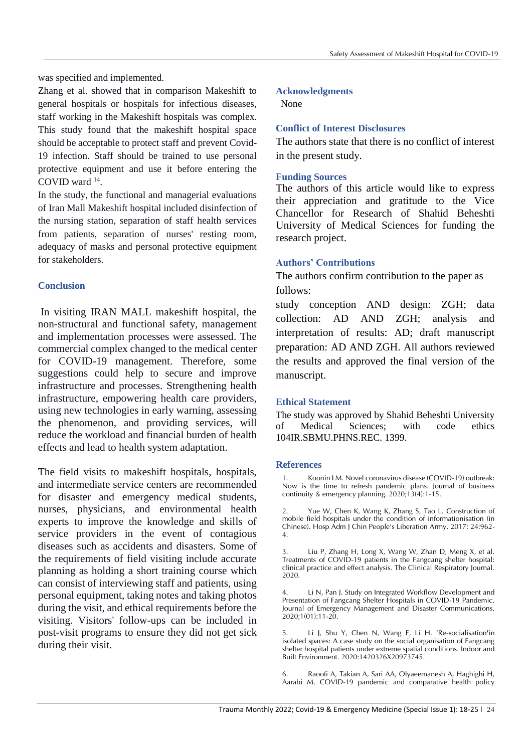was specified and implemented.

Zhang et al. showed that in comparison Makeshift to general hospitals or hospitals for infectious diseases, staff working in the Makeshift hospitals was complex. This study found that the makeshift hospital space should be acceptable to protect staff and prevent Covid-19 infection. Staff should be trained to use personal protective equipment and use it before entering the COVID ward [14].

In the study, the functional and managerial evaluations of Iran Mall Makeshift hospital included disinfection of the nursing station, separation of staff health services from patients, separation of nurses' resting room, adequacy of masks and personal protective equipment for stakeholders.

## Conclusion

In visiting IRAN MALL makeshift hospital, the non-structural and functional safety, management and implementation processes were assessed. The commercial complex changed to the medical center for COVID-19 management. Therefore, some suggestions could help to secure and improve infrastructure and processes. Strengthening health infrastructure, empowering health care providers, using new technologies in early warning, assessing the phenomenon, and providing services, will reduce the workload and financial burden of health effects and lead to health system adaptation.

The field visits to makeshift hospitals, hospitals, and intermediate service centers are recommended for disaster and emergency medical students, nurses, physicians, and environmental health experts to improve the knowledge and skills of service providers in the event of contagious diseases such as accidents and disasters. Some of the requirements of field visiting include accurate planning as holding a short training course which can consist of interviewing staff and patients, using personal equipment, taking notes and taking photos during the visit, and ethical requirements before the visiting. Visitors' follow-ups can be included in post-visit programs to ensure they did not get sick during their visit.

## Acknowledgments

None

## Conflict of Interest Disclosures

The authors state that there is no conflict of interest in the present study.

## Funding Sources

The authors of this article would like to express their appreciation and gratitude to the Vice Chancellor for Research of Shahid Beheshti University of Medical Sciences for funding the research project.

## Authors' Contributions

The authors confirm contribution to the paper as follows:

study conception AND design: ZGH; data collection: AD AND ZGH; analysis and interpretation of results: AD; draft manuscript preparation: AD AND ZGH. All authors reviewed the results and approved the final version of the manuscript.

## Ethical Statement

The study was approved by Shahid Beheshti University of Medical Sciences; with code ethics 104IR.SBMU.PHNS.REC. 1399.

## References

1. Koonin LM. Novel coronavirus disease (COVID-19) outbreak: Now is the time to refresh pandemic plans. Journal of business continuity & emergency planning. 2020;13(4):1-15.

2. Yue W, Chen K, Wang K, Zhang S, Tao L. Construction of mobile field hospitals under the condition of informationisation (in Chinese). Hosp Adm J Chin People's Liberation Army. 2017; 24:962-4.

3. Liu P, Zhang H, Long X, Wang W, Zhan D, Meng X, et al. Treatments of COVID-19 patients in the Fangcang shelter hospital: clinical practice and effect analysis. The Clinical Respiratory Journal. 2020.

4. Li N, Pan J. Study on Integrated Workflow Development and Presentation of Fangcang Shelter Hospitals in COVID-19 Pandemic. Journal of Emergency Management and Disaster Communications. 2020;1(01):11-20.

5. Li J, Shu Y, Chen N, Wang F, Li H. 'Re-socialisation'in isolated spaces: A case study on the social organisation of Fangcang shelter hospital patients under extreme spatial conditions. Indoor and Built Environment. 2020:1420326X20973745.

6. Raoofi A, Takian A, Sari AA, Olyaeemanesh A, Haghighi H, Aarabi M. COVID-19 pandemic and comparative health policy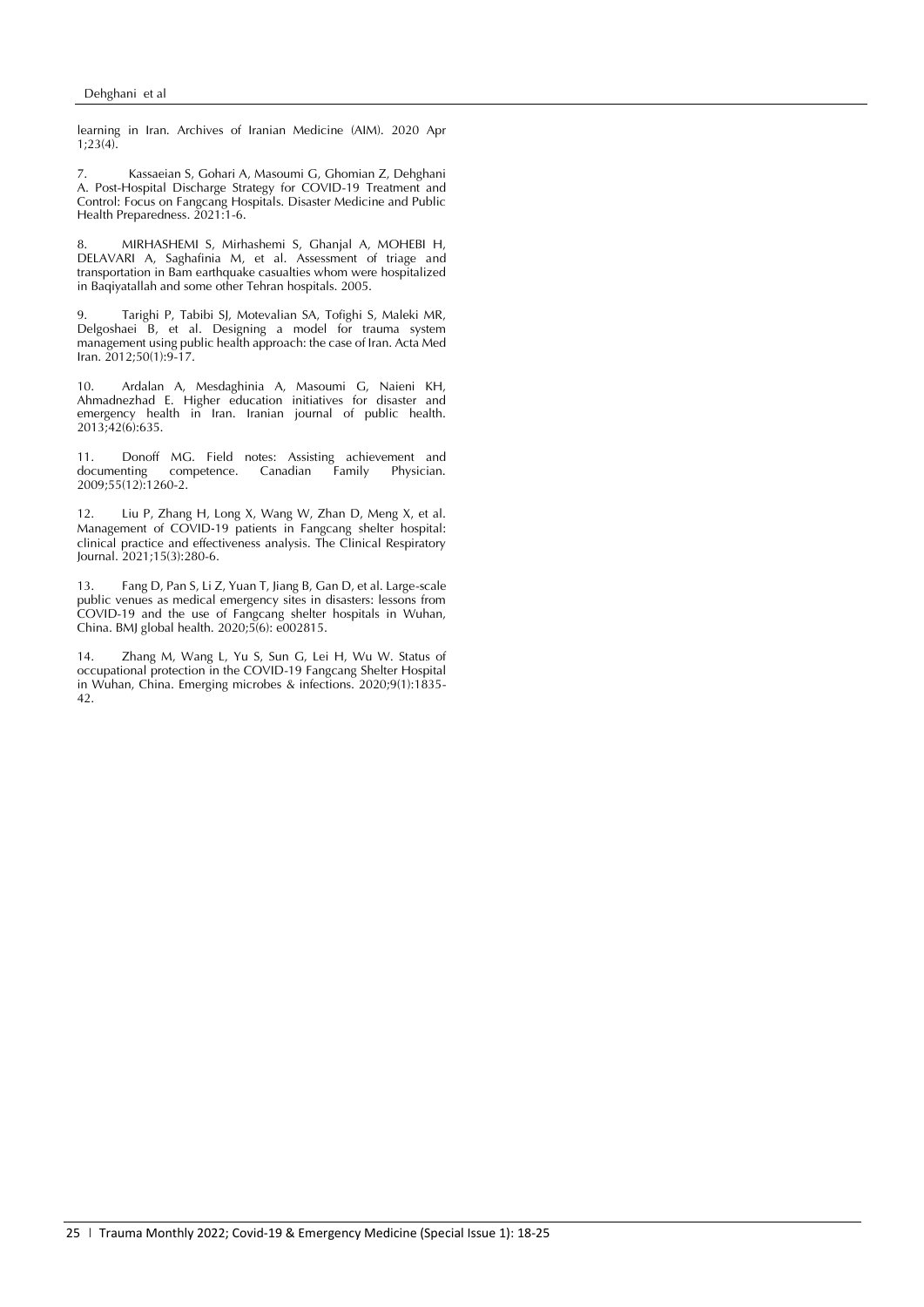learning in Iran. Archives of Iranian Medicine (AIM). 2020 Apr 1;23(4).

7. Kassaeian S, Gohari A, Masoumi G, Ghomian Z, Dehghani A. Post-Hospital Discharge Strategy for COVID-19 Treatment and Control: Focus on Fangcang Hospitals. Disaster Medicine and Public Health Preparedness. 2021:1-6.

8. MIRHASHEMI S, Mirhashemi S, Ghanjal A, MOHEBI H, DELAVARI A, Saghafinia M, et al. Assessment of triage and transportation in Bam earthquake casualties whom were hospitalized in Baqiyatallah and some other Tehran hospitals. 2005.

9. Tarighi P, Tabibi SJ, Motevalian SA, Tofighi S, Maleki MR, Delgoshaei B, et al. Designing a model for trauma system management using public health approach: the case of Iran. Acta Med Iran. 2012;50(1):9-17.

10. Ardalan A, Mesdaghinia A, Masoumi G, Naieni KH, Ahmadnezhad E. Higher education initiatives for disaster and emergency health in Iran. Iranian journal of public health. 2013;42(6):635.

11. Donoff MG. Field notes: Assisting achievement and documenting competence. Canadian Family Physician. 2009;55(12):1260-2.

12. Liu P, Zhang H, Long X, Wang W, Zhan D, Meng X, et al. Management of COVID-19 patients in Fangcang shelter hospital: clinical practice and effectiveness analysis. The Clinical Respiratory Journal. 2021;15(3):280-6.

13. Fang D, Pan S, Li Z, Yuan T, Jiang B, Gan D, et al. Large-scale public venues as medical emergency sites in disasters: lessons from COVID-19 and the use of Fangcang shelter hospitals in Wuhan, China. BMJ global health. 2020;5(6): e002815.

14. Zhang M, Wang L, Yu S, Sun G, Lei H, Wu W. Status of occupational protection in the COVID-19 Fangcang Shelter Hospital in Wuhan, China. Emerging microbes & infections. 2020;9(1):1835-42.